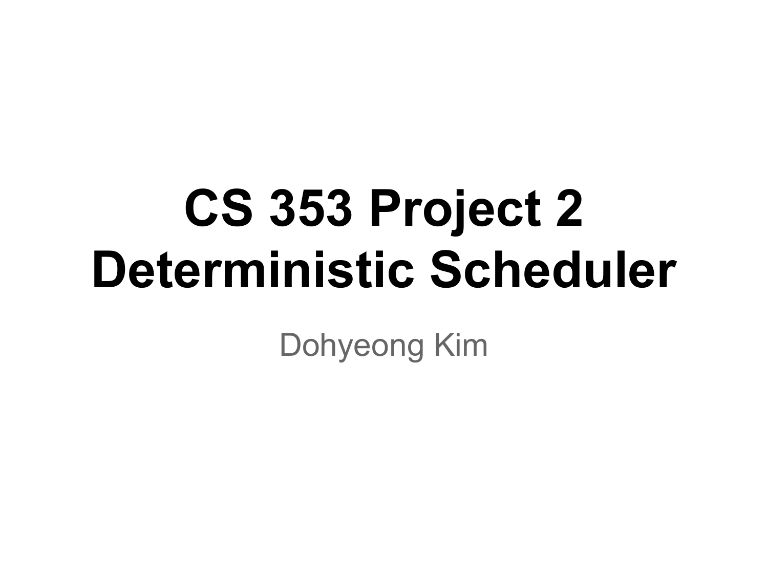# CS 353 Project 2
# Deterministic Scheduler

Dohyeong Kim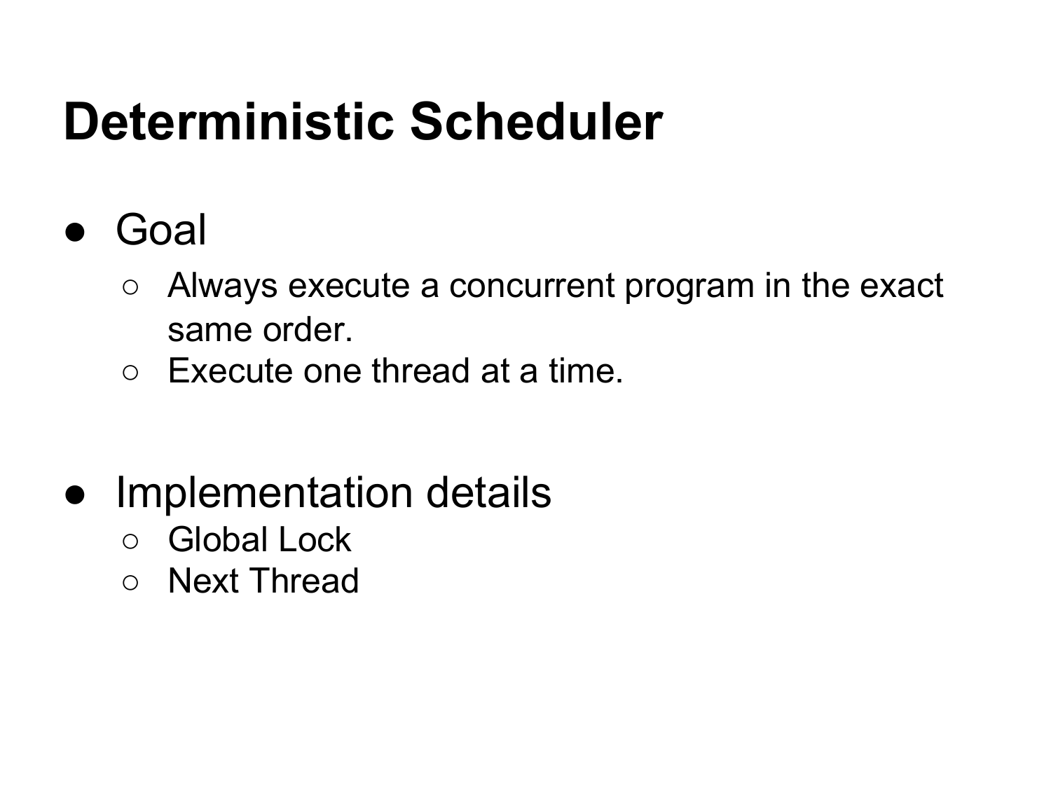# Deterministic Scheduler

- Goal
  - Always execute a concurrent program in the exact same order.
  - Execute one thread at a time.

- Implementation details
  - Global Lock
  - Next Thread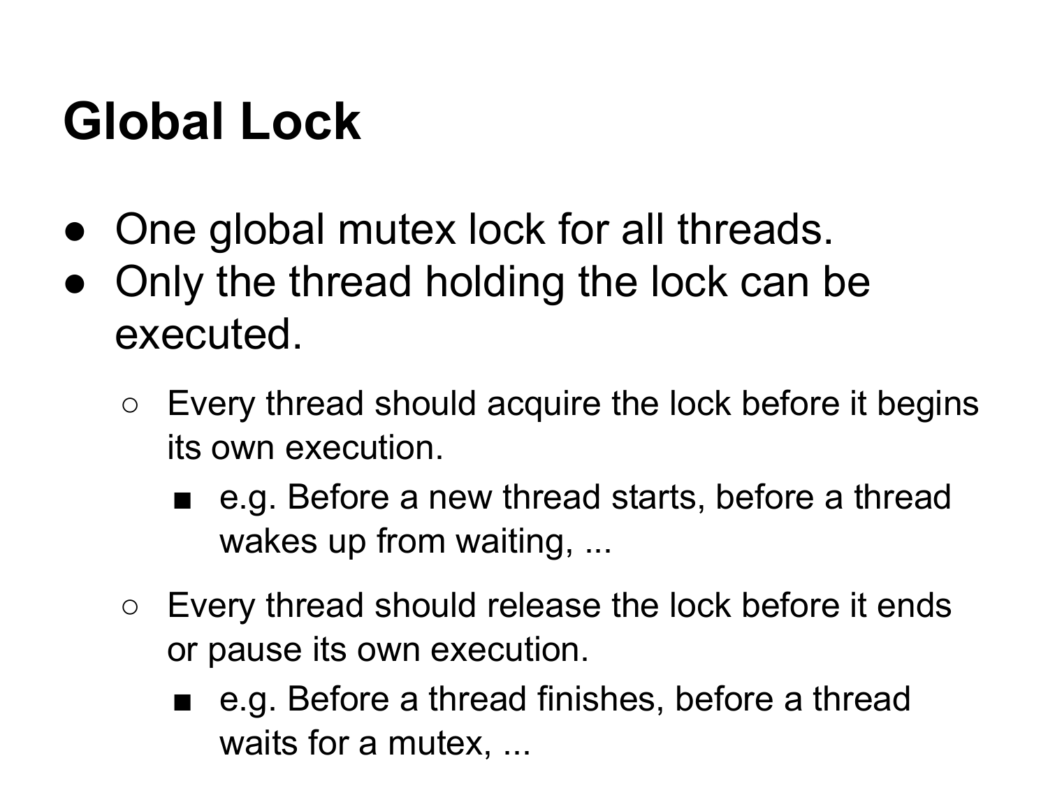# Global Lock

- One global mutex lock for all threads.
- Only the thread holding the lock can be executed.
  - Every thread should acquire the lock before it begins its own execution.
    - e.g. Before a new thread starts, before a thread wakes up from waiting, ...
  - Every thread should release the lock before it ends or pause its own execution.
    - e.g. Before a thread finishes, before a thread waits for a mutex, ...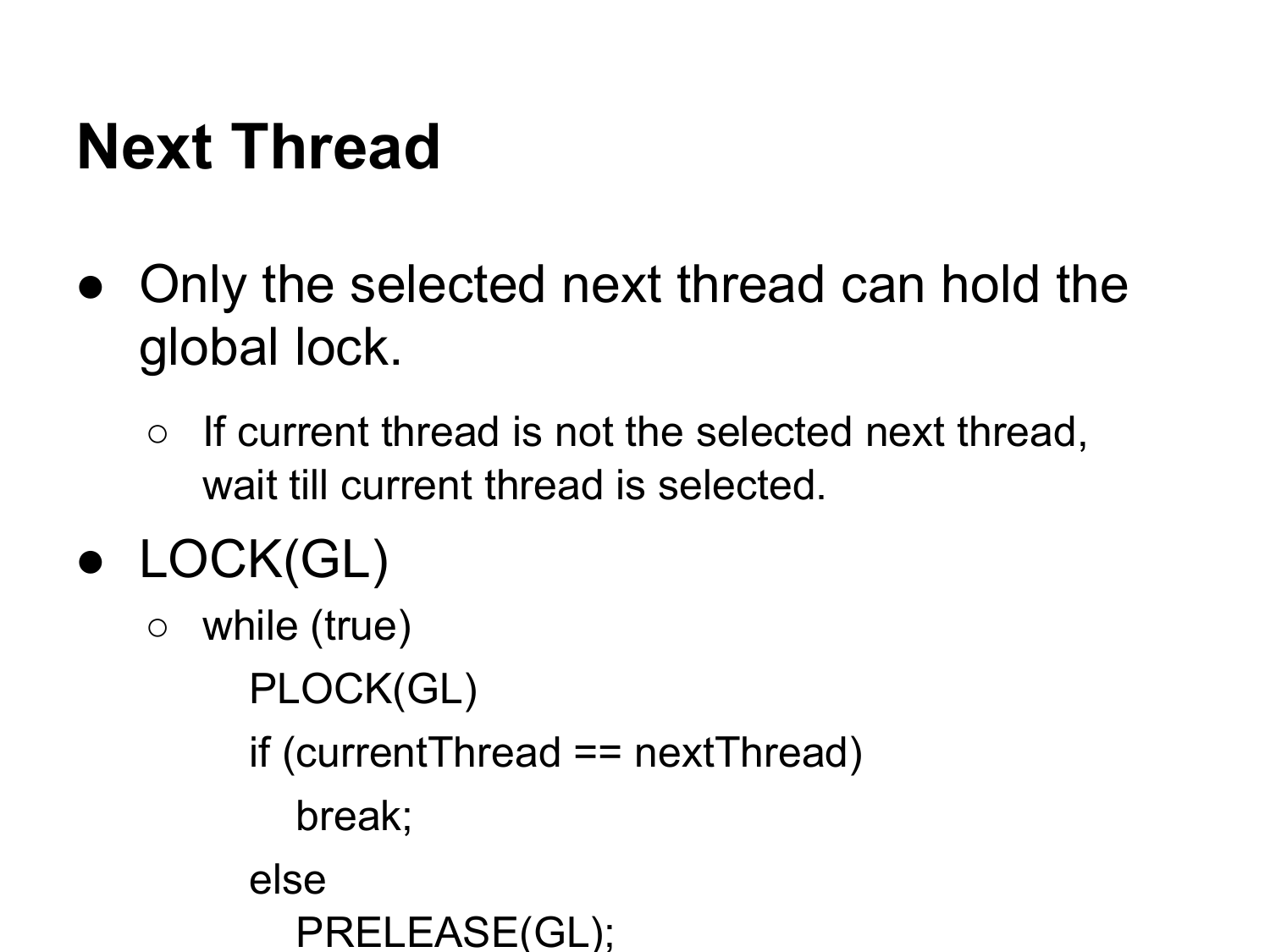# Next Thread

- Only the selected next thread can hold the global lock.
  - If current thread is not the selected next thread, wait till current thread is selected.
- LOCK(GL)
  - while (true)

```
    PLOCK(GL)
    if (currentThread == nextThread)
        break;
    else
        PRELEASE(GL);
```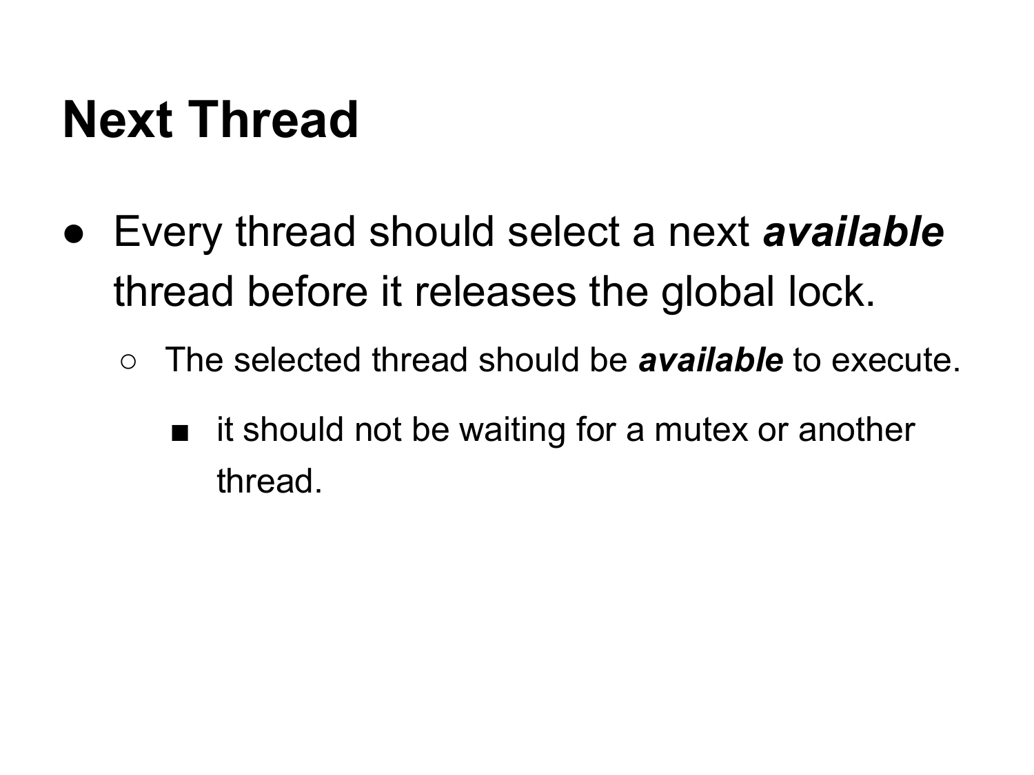# Next Thread

- Every thread should select a next ***available*** thread before it releases the global lock.
  - The selected thread should be ***available*** to execute.
    - it should not be waiting for a mutex or another thread.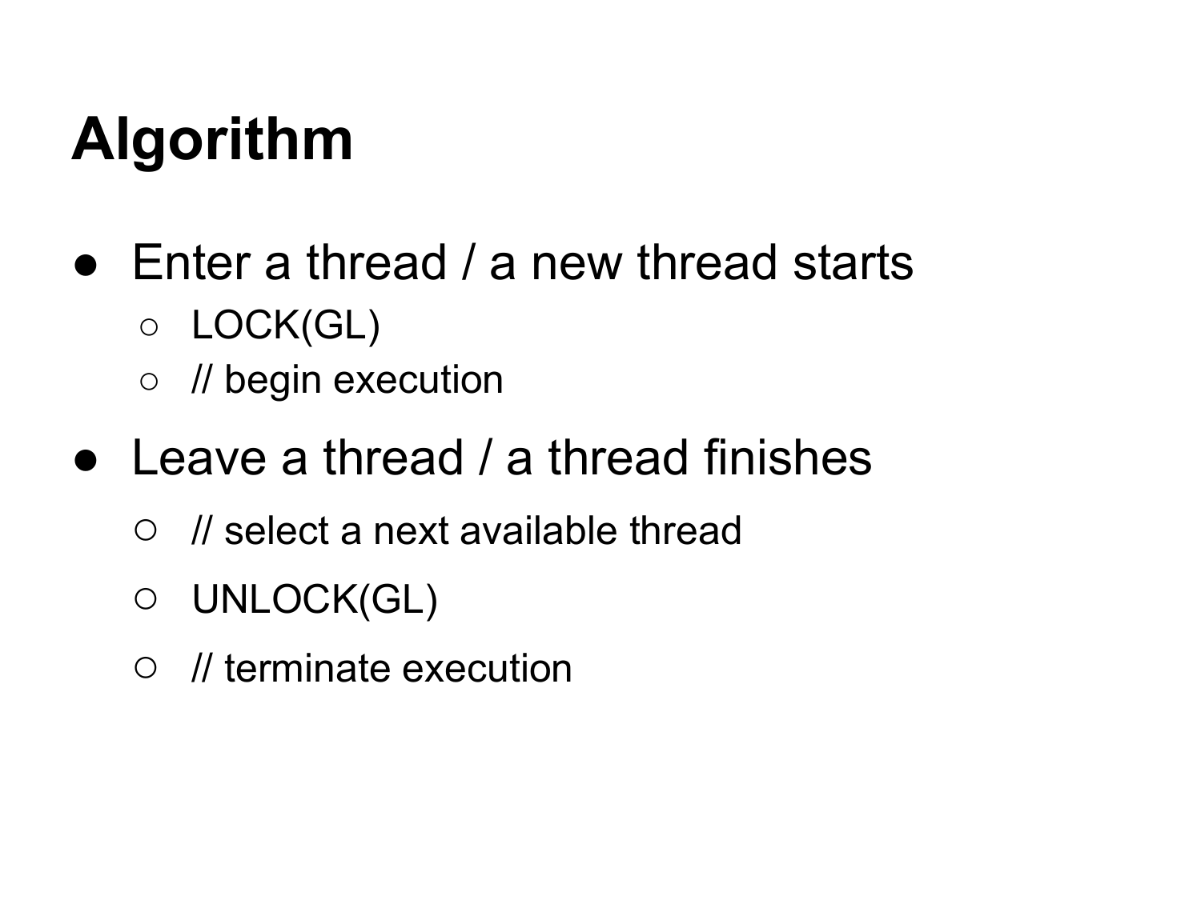# Algorithm

- Enter a thread / a new thread starts
  - LOCK(GL)
  - // begin execution
- Leave a thread / a thread finishes
  - // select a next available thread
  - UNLOCK(GL)
  - // terminate execution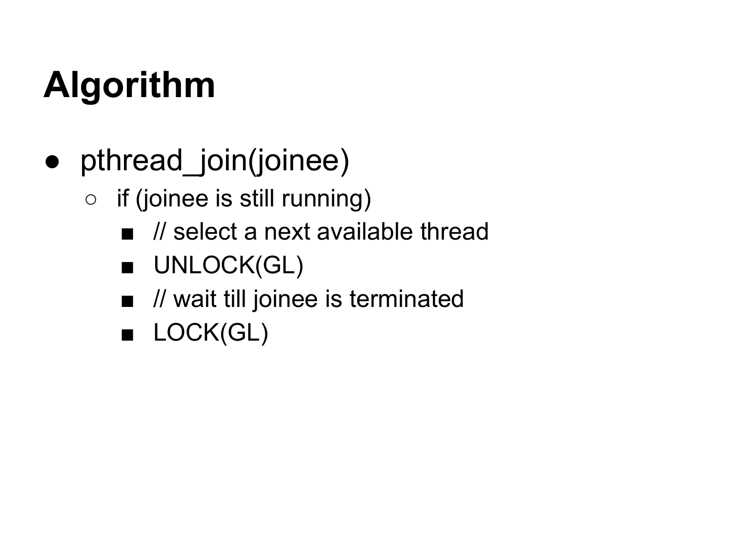# Algorithm

- pthread_join(joinee)
  - if (joinee is still running)
    - // select a next available thread
    - UNLOCK(GL)
    - // wait till joinee is terminated
    - LOCK(GL)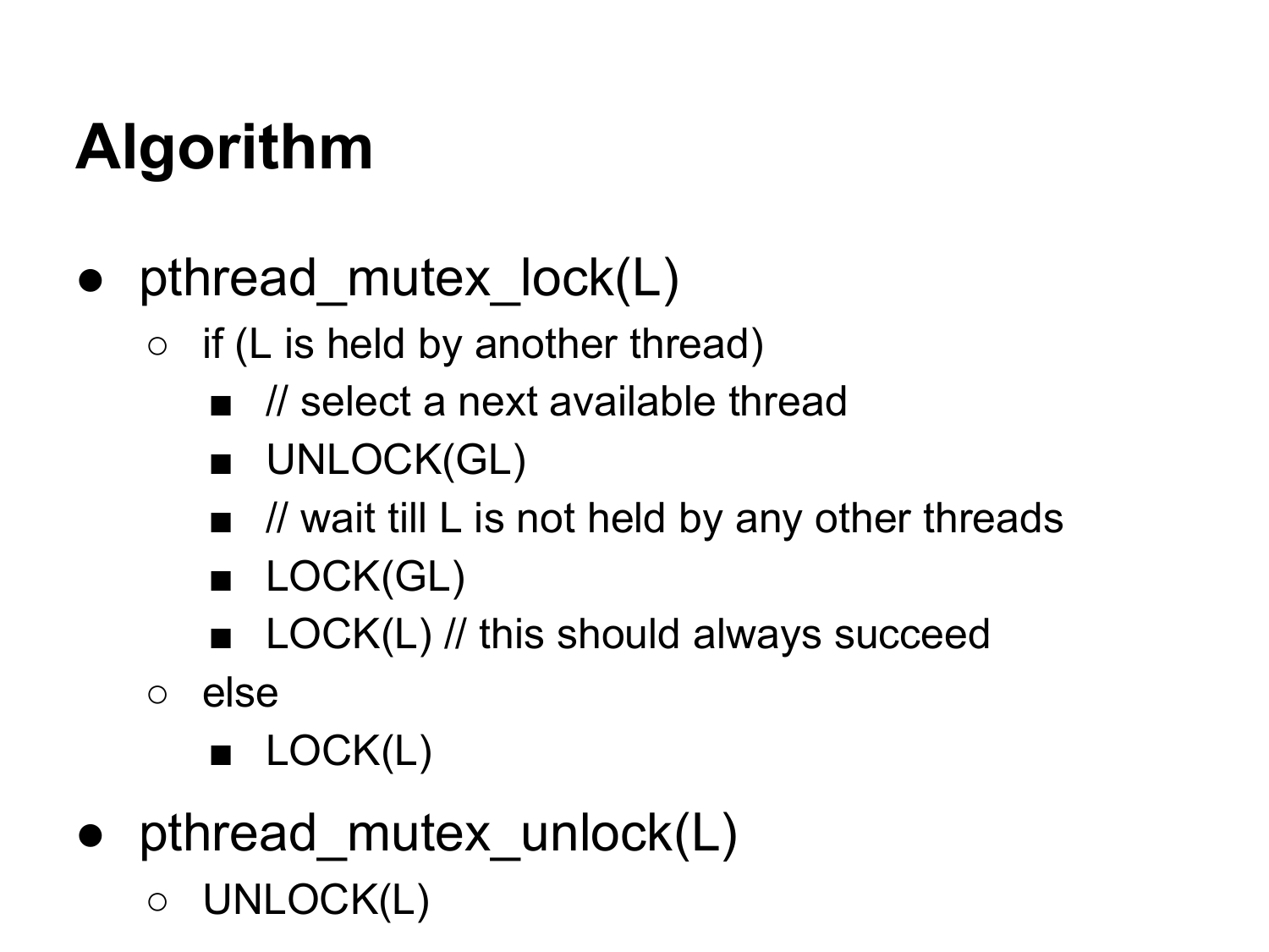# Algorithm

- pthread_mutex_lock(L)
    - if (L is held by another thread)
        - // select a next available thread
        - UNLOCK(GL)
        - // wait till L is not held by any other threads
        - LOCK(GL)
        - LOCK(L) // this should always succeed
    - else
        - LOCK(L)
- pthread_mutex_unlock(L)
    - UNLOCK(L)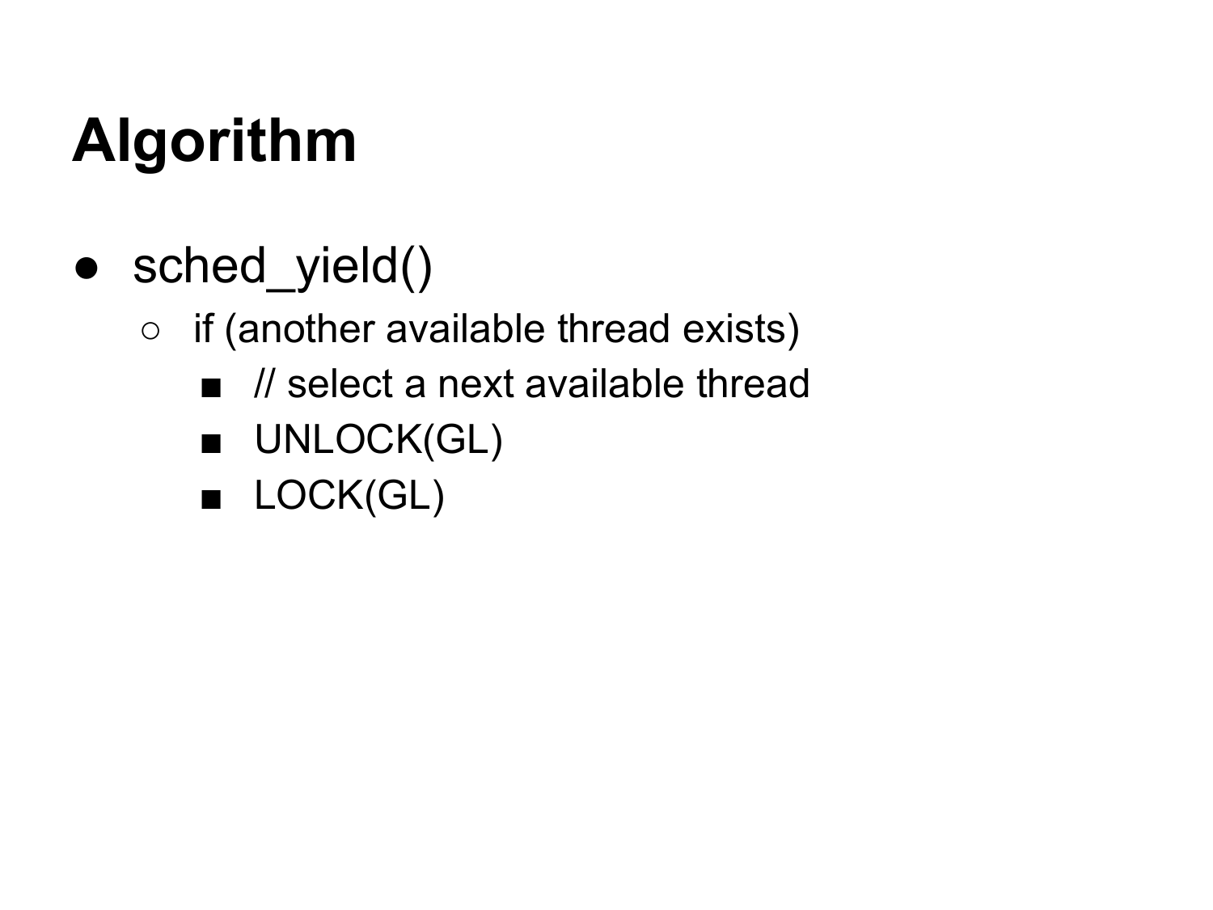# Algorithm

- sched_yield()
  - if (another available thread exists)
    - // select a next available thread
    - UNLOCK(GL)
    - LOCK(GL)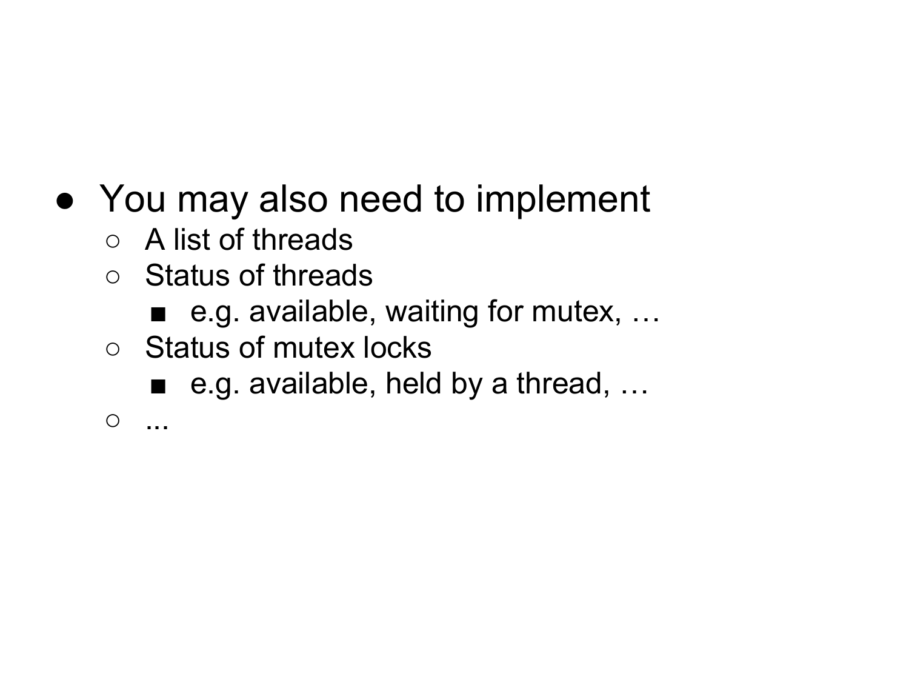- You may also need to implement
  - A list of threads
  - Status of threads
    - e.g. available, waiting for mutex, …
  - Status of mutex locks
    - e.g. available, held by a thread, …
  - ...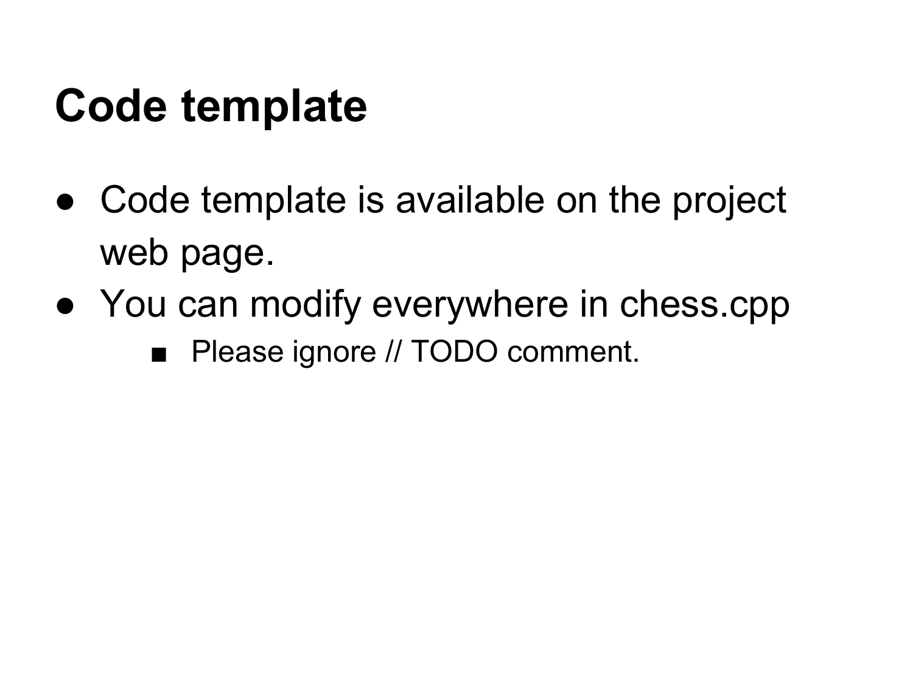# Code template

- Code template is available on the project web page.
- You can modify everywhere in chess.cpp
  - Please ignore // TODO comment.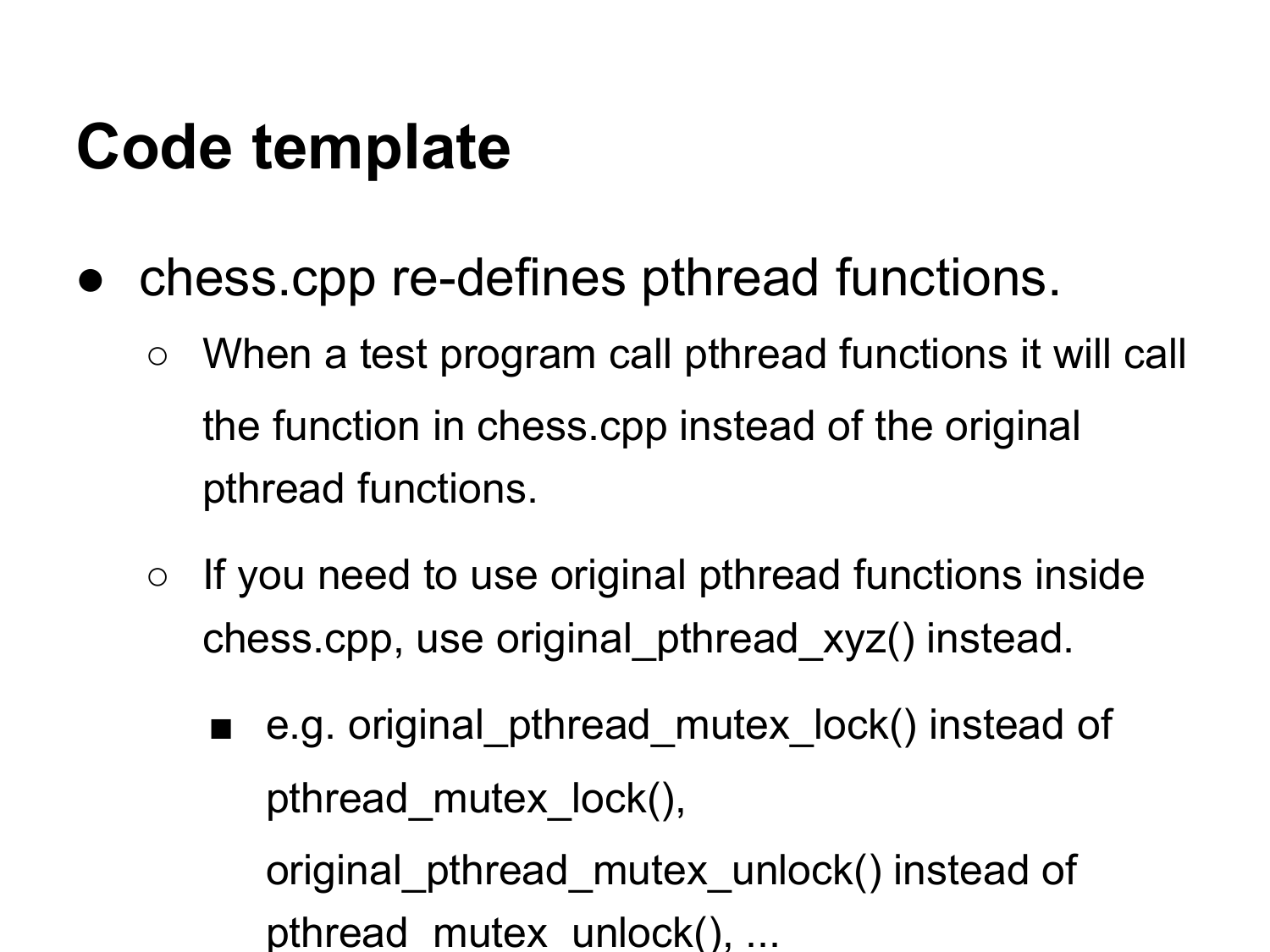# Code template

- chess.cpp re-defines pthread functions.
  - When a test program call pthread functions it will call the function in chess.cpp instead of the original pthread functions.
  - If you need to use original pthread functions inside chess.cpp, use original_pthread_xyz() instead.
    - e.g. original_pthread_mutex_lock() instead of pthread_mutex_lock(), original_pthread_mutex_unlock() instead of pthread_mutex_unlock(), ...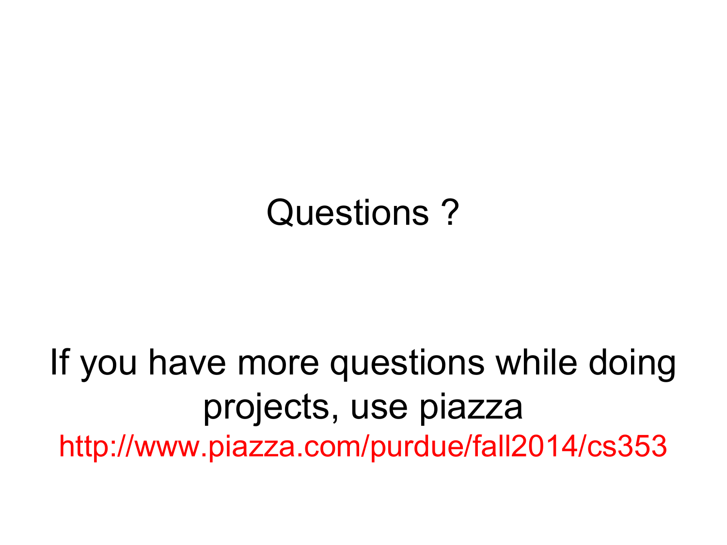Questions ?

If you have more questions while doing projects, use piazza

http://www.piazza.com/purdue/fall2014/cs353